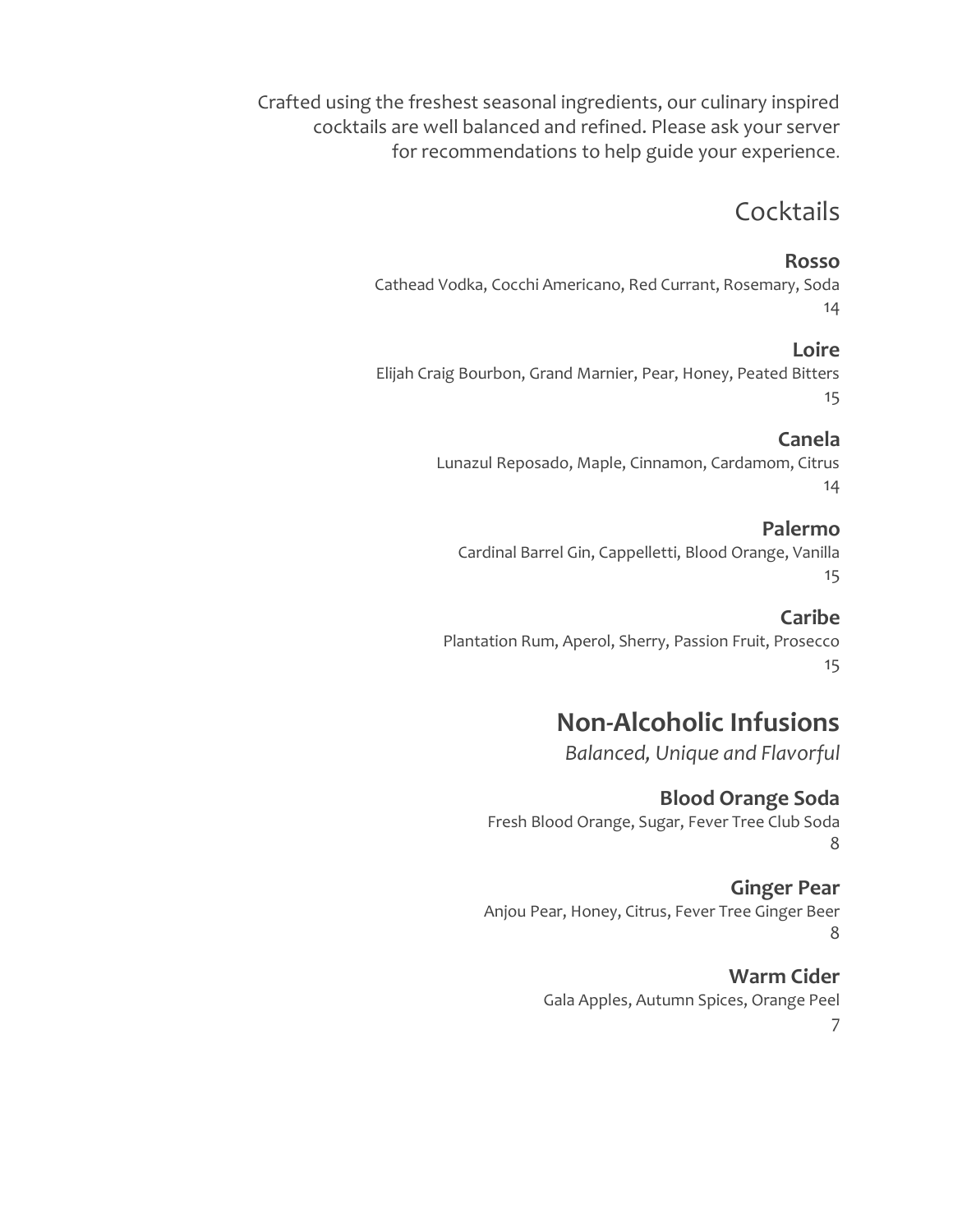Crafted using the freshest seasonal ingredients, our culinary inspired cocktails are well balanced and refined. Please ask your server for recommendations to help guide your experience.

## Cocktails

**Rosso**
Cathead Vodka, Cocchi Americano, Red Currant, Rosemary, Soda
14

**Loire**
Elijah Craig Bourbon, Grand Marnier, Pear, Honey, Peated Bitters
15

**Canela**
Lunazul Reposado, Maple, Cinnamon, Cardamom, Citrus
14

**Palermo**
Cardinal Barrel Gin, Cappelletti, Blood Orange, Vanilla
15

**Caribe**
Plantation Rum, Aperol, Sherry, Passion Fruit, Prosecco
15

## Non-Alcoholic Infusions

*Balanced, Unique and Flavorful*

**Blood Orange Soda**
Fresh Blood Orange, Sugar, Fever Tree Club Soda
8

**Ginger Pear**
Anjou Pear, Honey, Citrus, Fever Tree Ginger Beer
8

**Warm Cider**
Gala Apples, Autumn Spices, Orange Peel
7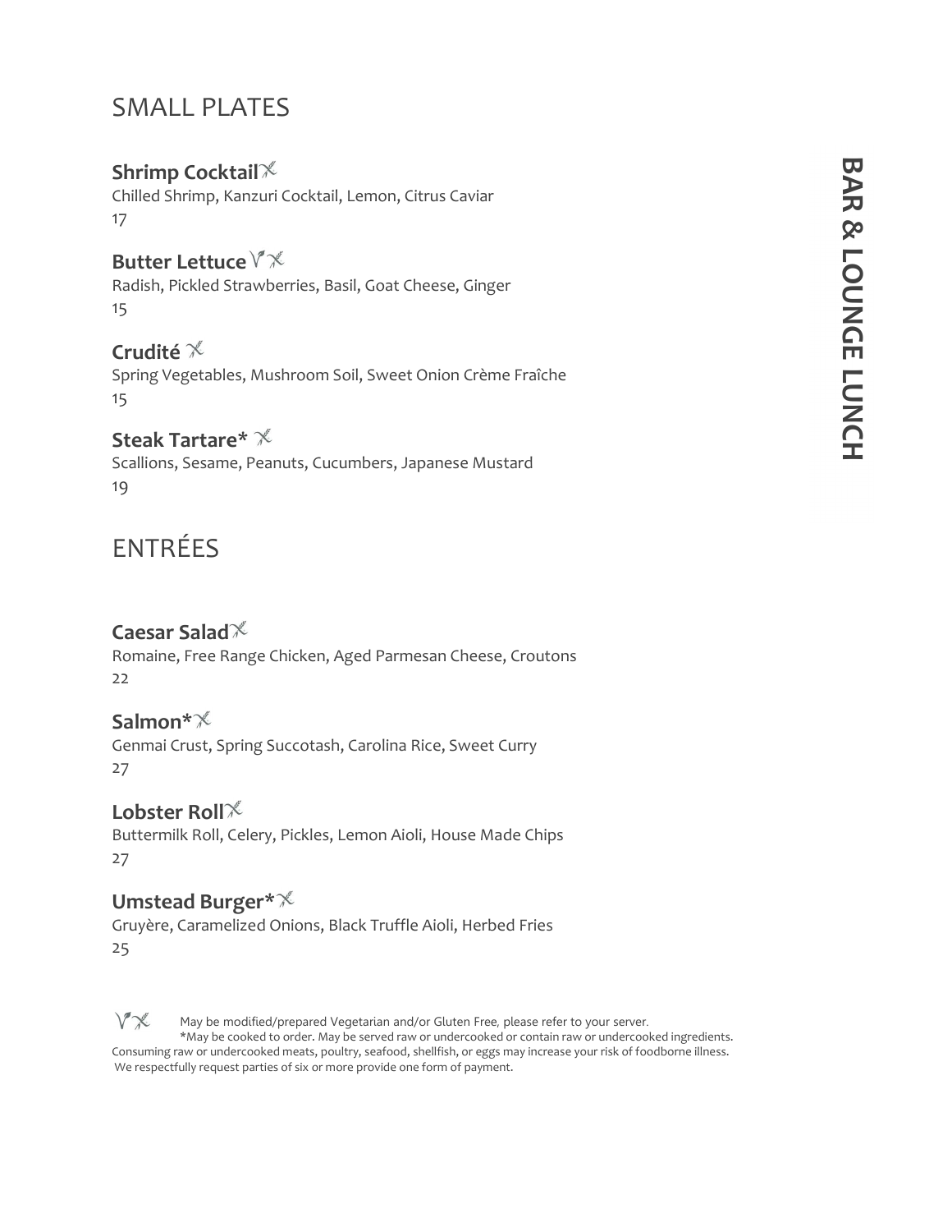## BAR & LOUNGE LUNCH

## SMALL PLATES

**Shrimp Cocktail**
Chilled Shrimp, Kanzuri Cocktail, Lemon, Citrus Caviar
17

**Butter Lettuce**
Radish, Pickled Strawberries, Basil, Goat Cheese, Ginger
15

**Crudité**
Spring Vegetables, Mushroom Soil, Sweet Onion Crème Fraîche
15

**Steak Tartare***
Scallions, Sesame, Peanuts, Cucumbers, Japanese Mustard
19

## ENTRÉES

**Caesar Salad**
Romaine, Free Range Chicken, Aged Parmesan Cheese, Croutons
22

**Salmon***
Genmai Crust, Spring Succotash, Carolina Rice, Sweet Curry
27

**Lobster Roll**
Buttermilk Roll, Celery, Pickles, Lemon Aioli, House Made Chips
27

**Umstead Burger***
Gruyère, Caramelized Onions, Black Truffle Aioli, Herbed Fries
25

May be modified/prepared Vegetarian and/or Gluten Free, please refer to your server.
*May be cooked to order. May be served raw or undercooked or contain raw or undercooked ingredients.
Consuming raw or undercooked meats, poultry, seafood, shellfish, or eggs may increase your risk of foodborne illness.
We respectfully request parties of six or more provide one form of payment.